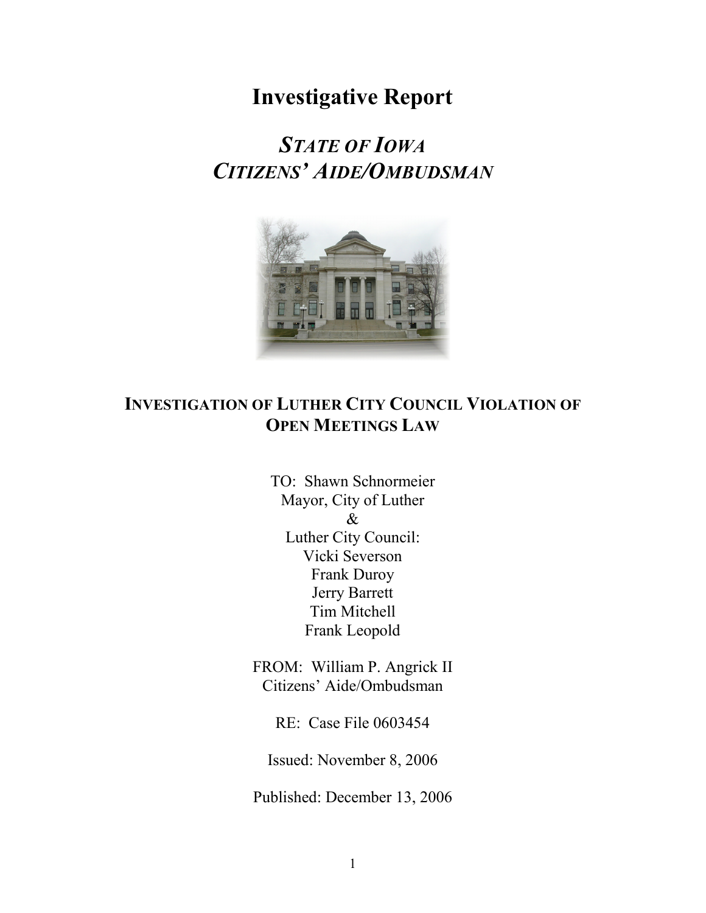# Investigative Report

## *STATE OF IOWA*
## *CITIZENS' AIDE/OMBUDSMAN*

### INVESTIGATION OF LUTHER CITY COUNCIL VIOLATION OF OPEN MEETINGS LAW

TO: Shawn Schnormeier
Mayor, City of Luther
&
Luther City Council:
Vicki Severson
Frank Duroy
Jerry Barrett
Tim Mitchell
Frank Leopold

FROM: William P. Angrick II
Citizens' Aide/Ombudsman

RE: Case File 0603454

Issued: November 8, 2006

Published: December 13, 2006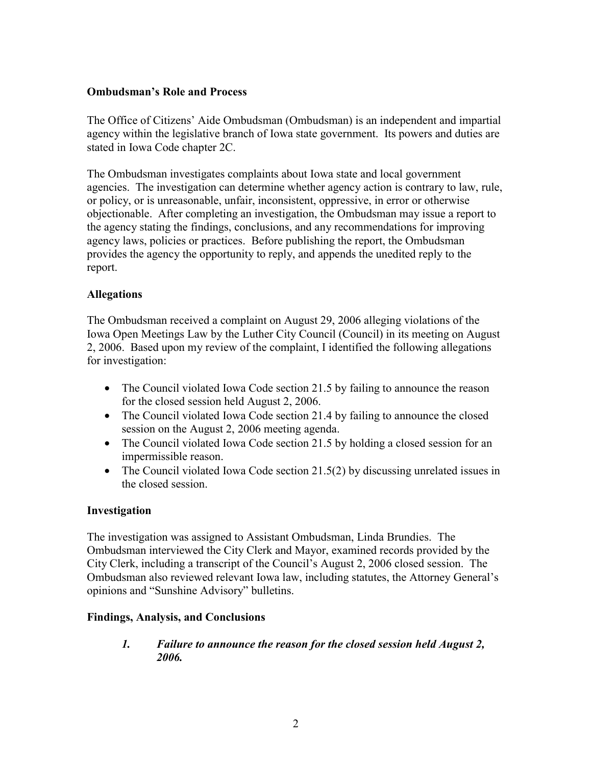## Ombudsman's Role and Process

The Office of Citizens' Aide Ombudsman (Ombudsman) is an independent and impartial agency within the legislative branch of Iowa state government. Its powers and duties are stated in Iowa Code chapter 2C.

The Ombudsman investigates complaints about Iowa state and local government agencies. The investigation can determine whether agency action is contrary to law, rule, or policy, or is unreasonable, unfair, inconsistent, oppressive, in error or otherwise objectionable. After completing an investigation, the Ombudsman may issue a report to the agency stating the findings, conclusions, and any recommendations for improving agency laws, policies or practices. Before publishing the report, the Ombudsman provides the agency the opportunity to reply, and appends the unedited reply to the report.

## Allegations

The Ombudsman received a complaint on August 29, 2006 alleging violations of the Iowa Open Meetings Law by the Luther City Council (Council) in its meeting on August 2, 2006. Based upon my review of the complaint, I identified the following allegations for investigation:

- The Council violated Iowa Code section 21.5 by failing to announce the reason for the closed session held August 2, 2006.
- The Council violated Iowa Code section 21.4 by failing to announce the closed session on the August 2, 2006 meeting agenda.
- The Council violated Iowa Code section 21.5 by holding a closed session for an impermissible reason.
- The Council violated Iowa Code section 21.5(2) by discussing unrelated issues in the closed session.

## Investigation

The investigation was assigned to Assistant Ombudsman, Linda Brundies. The Ombudsman interviewed the City Clerk and Mayor, examined records provided by the City Clerk, including a transcript of the Council's August 2, 2006 closed session. The Ombudsman also reviewed relevant Iowa law, including statutes, the Attorney General's opinions and "Sunshine Advisory" bulletins.

## Findings, Analysis, and Conclusions

### *1. Failure to announce the reason for the closed session held August 2, 2006.*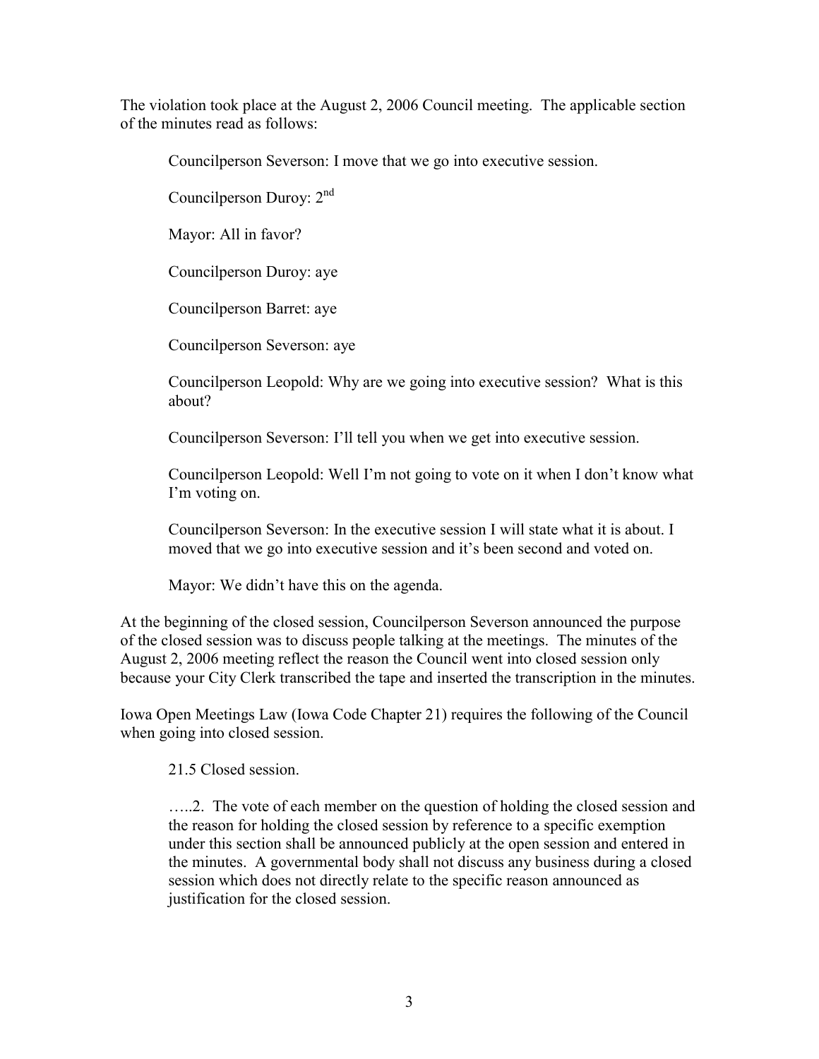The violation took place at the August 2, 2006 Council meeting. The applicable section of the minutes read as follows:

> Councilperson Severson: I move that we go into executive session.
>
> Councilperson Duroy: 2nd
>
> Mayor: All in favor?
>
> Councilperson Duroy: aye
>
> Councilperson Barret: aye
>
> Councilperson Severson: aye
>
> Councilperson Leopold: Why are we going into executive session? What is this about?
>
> Councilperson Severson: I'll tell you when we get into executive session.
>
> Councilperson Leopold: Well I'm not going to vote on it when I don't know what I'm voting on.
>
> Councilperson Severson: In the executive session I will state what it is about. I moved that we go into executive session and it's been second and voted on.
>
> Mayor: We didn't have this on the agenda.

At the beginning of the closed session, Councilperson Severson announced the purpose of the closed session was to discuss people talking at the meetings. The minutes of the August 2, 2006 meeting reflect the reason the Council went into closed session only because your City Clerk transcribed the tape and inserted the transcription in the minutes.

Iowa Open Meetings Law (Iowa Code Chapter 21) requires the following of the Council when going into closed session.

> 21.5 Closed session.
>
> …..2. The vote of each member on the question of holding the closed session and the reason for holding the closed session by reference to a specific exemption under this section shall be announced publicly at the open session and entered in the minutes. A governmental body shall not discuss any business during a closed session which does not directly relate to the specific reason announced as justification for the closed session.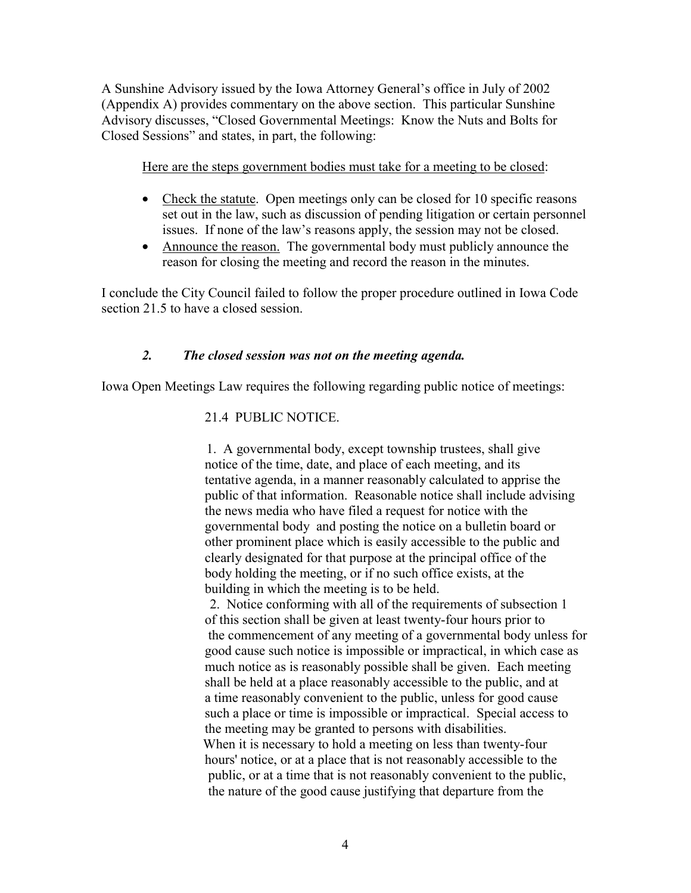A Sunshine Advisory issued by the Iowa Attorney General's office in July of 2002 (Appendix A) provides commentary on the above section. This particular Sunshine Advisory discusses, "Closed Governmental Meetings: Know the Nuts and Bolts for Closed Sessions" and states, in part, the following:

> <u>Here are the steps government bodies must take for a meeting to be closed</u>:
>
> - <u>Check the statute</u>. Open meetings only can be closed for 10 specific reasons set out in the law, such as discussion of pending litigation or certain personnel issues. If none of the law's reasons apply, the session may not be closed.
> - <u>Announce the reason.</u> The governmental body must publicly announce the reason for closing the meeting and record the reason in the minutes.

I conclude the City Council failed to follow the proper procedure outlined in Iowa Code section 21.5 to have a closed session.

### *2. The closed session was not on the meeting agenda.*

Iowa Open Meetings Law requires the following regarding public notice of meetings:

> 21.4 PUBLIC NOTICE.
>
> 1. A governmental body, except township trustees, shall give notice of the time, date, and place of each meeting, and its tentative agenda, in a manner reasonably calculated to apprise the public of that information. Reasonable notice shall include advising the news media who have filed a request for notice with the governmental body and posting the notice on a bulletin board or other prominent place which is easily accessible to the public and clearly designated for that purpose at the principal office of the body holding the meeting, or if no such office exists, at the building in which the meeting is to be held.
>
> 2. Notice conforming with all of the requirements of subsection 1 of this section shall be given at least twenty-four hours prior to the commencement of any meeting of a governmental body unless for good cause such notice is impossible or impractical, in which case as much notice as is reasonably possible shall be given. Each meeting shall be held at a place reasonably accessible to the public, and at a time reasonably convenient to the public, unless for good cause such a place or time is impossible or impractical. Special access to the meeting may be granted to persons with disabilities.
>
> When it is necessary to hold a meeting on less than twenty-four hours' notice, or at a place that is not reasonably accessible to the public, or at a time that is not reasonably convenient to the public, the nature of the good cause justifying that departure from the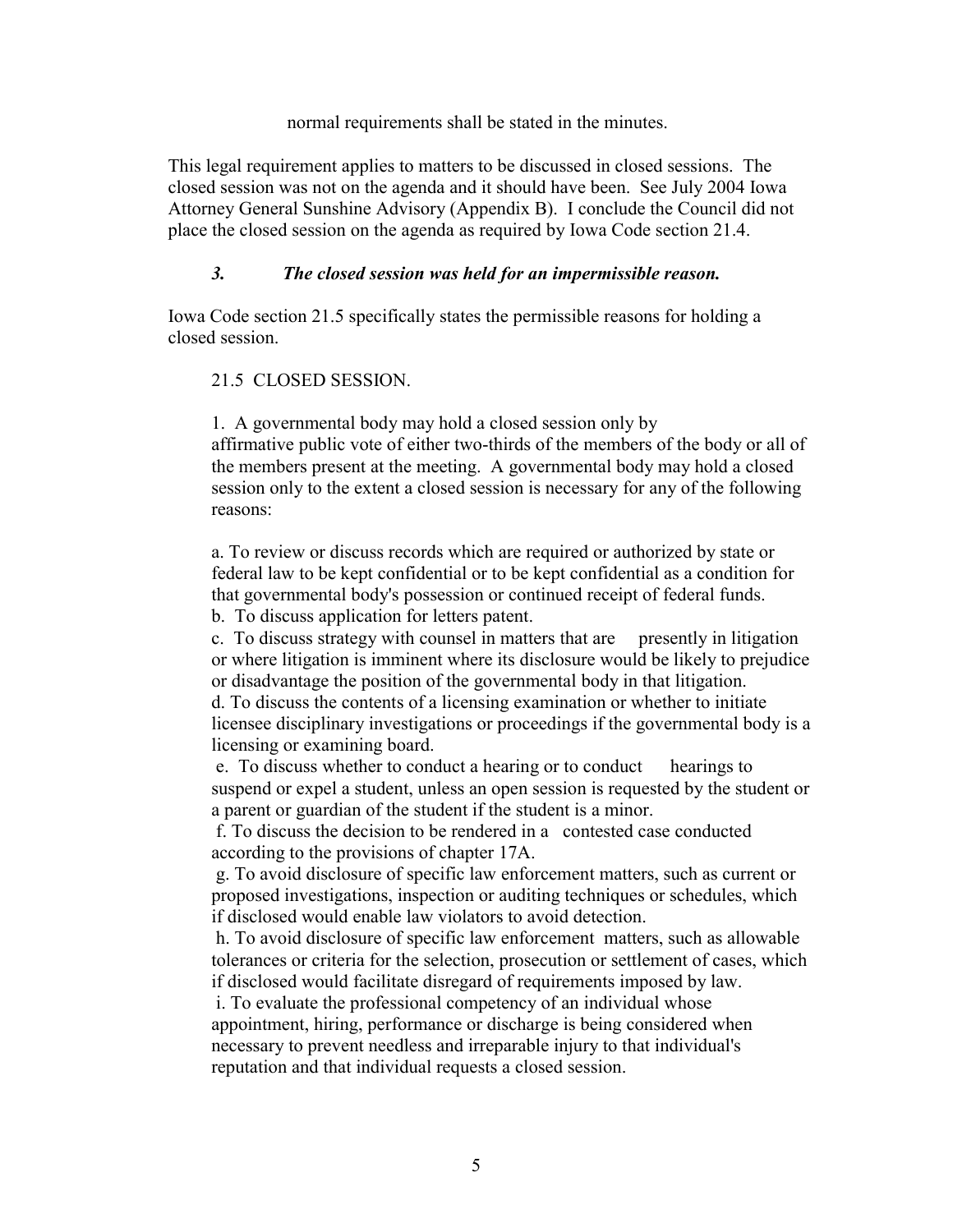normal requirements shall be stated in the minutes.

This legal requirement applies to matters to be discussed in closed sessions. The closed session was not on the agenda and it should have been. See July 2004 Iowa Attorney General Sunshine Advisory (Appendix B). I conclude the Council did not place the closed session on the agenda as required by Iowa Code section 21.4.

### *3. The closed session was held for an impermissible reason.*

Iowa Code section 21.5 specifically states the permissible reasons for holding a closed session.

> 21.5 CLOSED SESSION.
>
> 1. A governmental body may hold a closed session only by affirmative public vote of either two-thirds of the members of the body or all of the members present at the meeting. A governmental body may hold a closed session only to the extent a closed session is necessary for any of the following reasons:
>
> a. To review or discuss records which are required or authorized by state or federal law to be kept confidential or to be kept confidential as a condition for that governmental body's possession or continued receipt of federal funds.
> b. To discuss application for letters patent.
> c. To discuss strategy with counsel in matters that are presently in litigation or where litigation is imminent where its disclosure would be likely to prejudice or disadvantage the position of the governmental body in that litigation.
> d. To discuss the contents of a licensing examination or whether to initiate licensee disciplinary investigations or proceedings if the governmental body is a licensing or examining board.
> e. To discuss whether to conduct a hearing or to conduct hearings to suspend or expel a student, unless an open session is requested by the student or a parent or guardian of the student if the student is a minor.
> f. To discuss the decision to be rendered in a contested case conducted according to the provisions of chapter 17A.
> g. To avoid disclosure of specific law enforcement matters, such as current or proposed investigations, inspection or auditing techniques or schedules, which if disclosed would enable law violators to avoid detection.
> h. To avoid disclosure of specific law enforcement matters, such as allowable tolerances or criteria for the selection, prosecution or settlement of cases, which if disclosed would facilitate disregard of requirements imposed by law.
> i. To evaluate the professional competency of an individual whose appointment, hiring, performance or discharge is being considered when necessary to prevent needless and irreparable injury to that individual's reputation and that individual requests a closed session.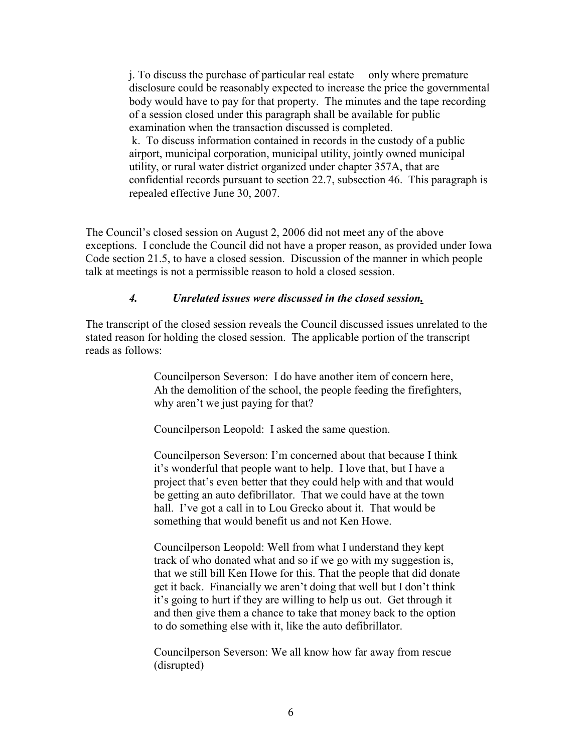j. To discuss the purchase of particular real estate only where premature disclosure could be reasonably expected to increase the price the governmental body would have to pay for that property. The minutes and the tape recording of a session closed under this paragraph shall be available for public examination when the transaction discussed is completed.

k. To discuss information contained in records in the custody of a public airport, municipal corporation, municipal utility, jointly owned municipal utility, or rural water district organized under chapter 357A, that are confidential records pursuant to section 22.7, subsection 46. This paragraph is repealed effective June 30, 2007.

The Council's closed session on August 2, 2006 did not meet any of the above exceptions. I conclude the Council did not have a proper reason, as provided under Iowa Code section 21.5, to have a closed session. Discussion of the manner in which people talk at meetings is not a permissible reason to hold a closed session.

### *4. Unrelated issues were discussed in the closed session.*

The transcript of the closed session reveals the Council discussed issues unrelated to the stated reason for holding the closed session. The applicable portion of the transcript reads as follows:

> Councilperson Severson: I do have another item of concern here, Ah the demolition of the school, the people feeding the firefighters, why aren't we just paying for that?
>
> Councilperson Leopold: I asked the same question.
>
> Councilperson Severson: I'm concerned about that because I think it's wonderful that people want to help. I love that, but I have a project that's even better that they could help with and that would be getting an auto defibrillator. That we could have at the town hall. I've got a call in to Lou Grecko about it. That would be something that would benefit us and not Ken Howe.
>
> Councilperson Leopold: Well from what I understand they kept track of who donated what and so if we go with my suggestion is, that we still bill Ken Howe for this. That the people that did donate get it back. Financially we aren't doing that well but I don't think it's going to hurt if they are willing to help us out. Get through it and then give them a chance to take that money back to the option to do something else with it, like the auto defibrillator.
>
> Councilperson Severson: We all know how far away from rescue (disrupted)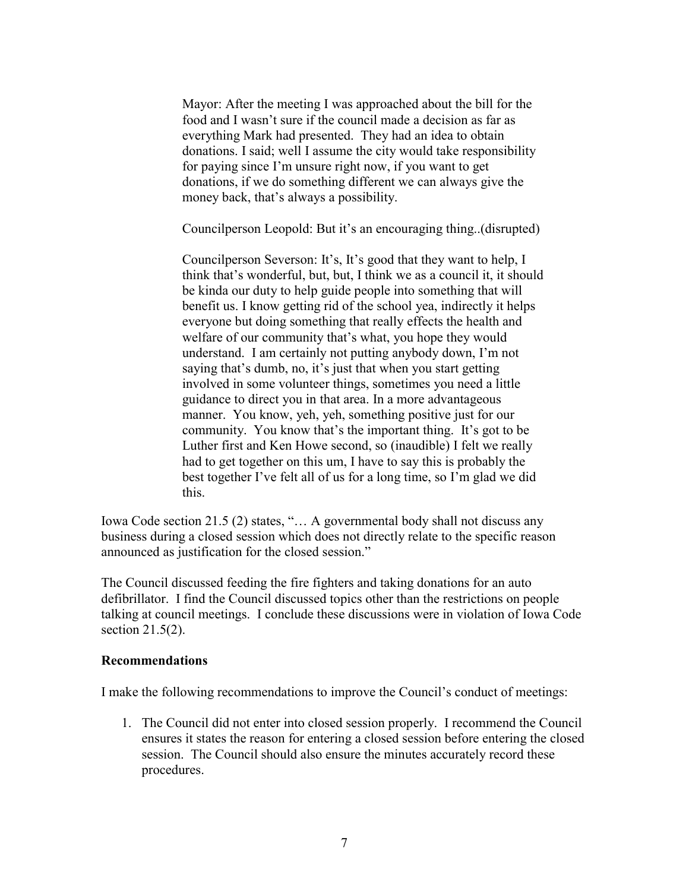> Mayor: After the meeting I was approached about the bill for the food and I wasn't sure if the council made a decision as far as everything Mark had presented. They had an idea to obtain donations. I said; well I assume the city would take responsibility for paying since I'm unsure right now, if you want to get donations, if we do something different we can always give the money back, that's always a possibility.
>
> Councilperson Leopold: But it's an encouraging thing..(disrupted)
>
> Councilperson Severson: It's, It's good that they want to help, I think that's wonderful, but, but, I think we as a council it, it should be kinda our duty to help guide people into something that will benefit us. I know getting rid of the school yea, indirectly it helps everyone but doing something that really effects the health and welfare of our community that's what, you hope they would understand. I am certainly not putting anybody down, I'm not saying that's dumb, no, it's just that when you start getting involved in some volunteer things, sometimes you need a little guidance to direct you in that area. In a more advantageous manner. You know, yeh, yeh, something positive just for our community. You know that's the important thing. It's got to be Luther first and Ken Howe second, so (inaudible) I felt we really had to get together on this um, I have to say this is probably the best together I've felt all of us for a long time, so I'm glad we did this.

Iowa Code section 21.5 (2) states, "… A governmental body shall not discuss any business during a closed session which does not directly relate to the specific reason announced as justification for the closed session."

The Council discussed feeding the fire fighters and taking donations for an auto defibrillator. I find the Council discussed topics other than the restrictions on people talking at council meetings. I conclude these discussions were in violation of Iowa Code section 21.5(2).

**Recommendations**

I make the following recommendations to improve the Council's conduct of meetings:

1. The Council did not enter into closed session properly. I recommend the Council ensures it states the reason for entering a closed session before entering the closed session. The Council should also ensure the minutes accurately record these procedures.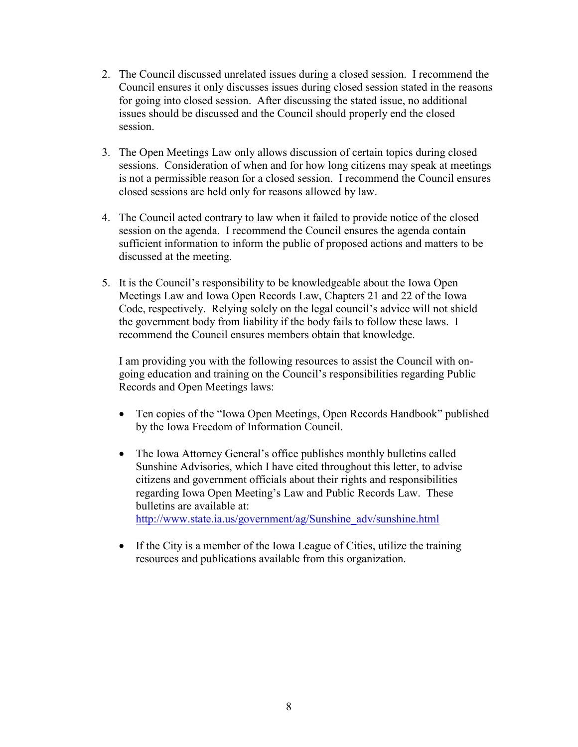2. The Council discussed unrelated issues during a closed session. I recommend the Council ensures it only discusses issues during closed session stated in the reasons for going into closed session. After discussing the stated issue, no additional issues should be discussed and the Council should properly end the closed session.

3. The Open Meetings Law only allows discussion of certain topics during closed sessions. Consideration of when and for how long citizens may speak at meetings is not a permissible reason for a closed session. I recommend the Council ensures closed sessions are held only for reasons allowed by law.

4. The Council acted contrary to law when it failed to provide notice of the closed session on the agenda. I recommend the Council ensures the agenda contain sufficient information to inform the public of proposed actions and matters to be discussed at the meeting.

5. It is the Council's responsibility to be knowledgeable about the Iowa Open Meetings Law and Iowa Open Records Law, Chapters 21 and 22 of the Iowa Code, respectively. Relying solely on the legal council's advice will not shield the government body from liability if the body fails to follow these laws. I recommend the Council ensures members obtain that knowledge.

   I am providing you with the following resources to assist the Council with on-going education and training on the Council's responsibilities regarding Public Records and Open Meetings laws:

   - Ten copies of the "Iowa Open Meetings, Open Records Handbook" published by the Iowa Freedom of Information Council.

   - The Iowa Attorney General's office publishes monthly bulletins called Sunshine Advisories, which I have cited throughout this letter, to advise citizens and government officials about their rights and responsibilities regarding Iowa Open Meeting's Law and Public Records Law. These bulletins are available at: http://www.state.ia.us/government/ag/Sunshine_adv/sunshine.html

   - If the City is a member of the Iowa League of Cities, utilize the training resources and publications available from this organization.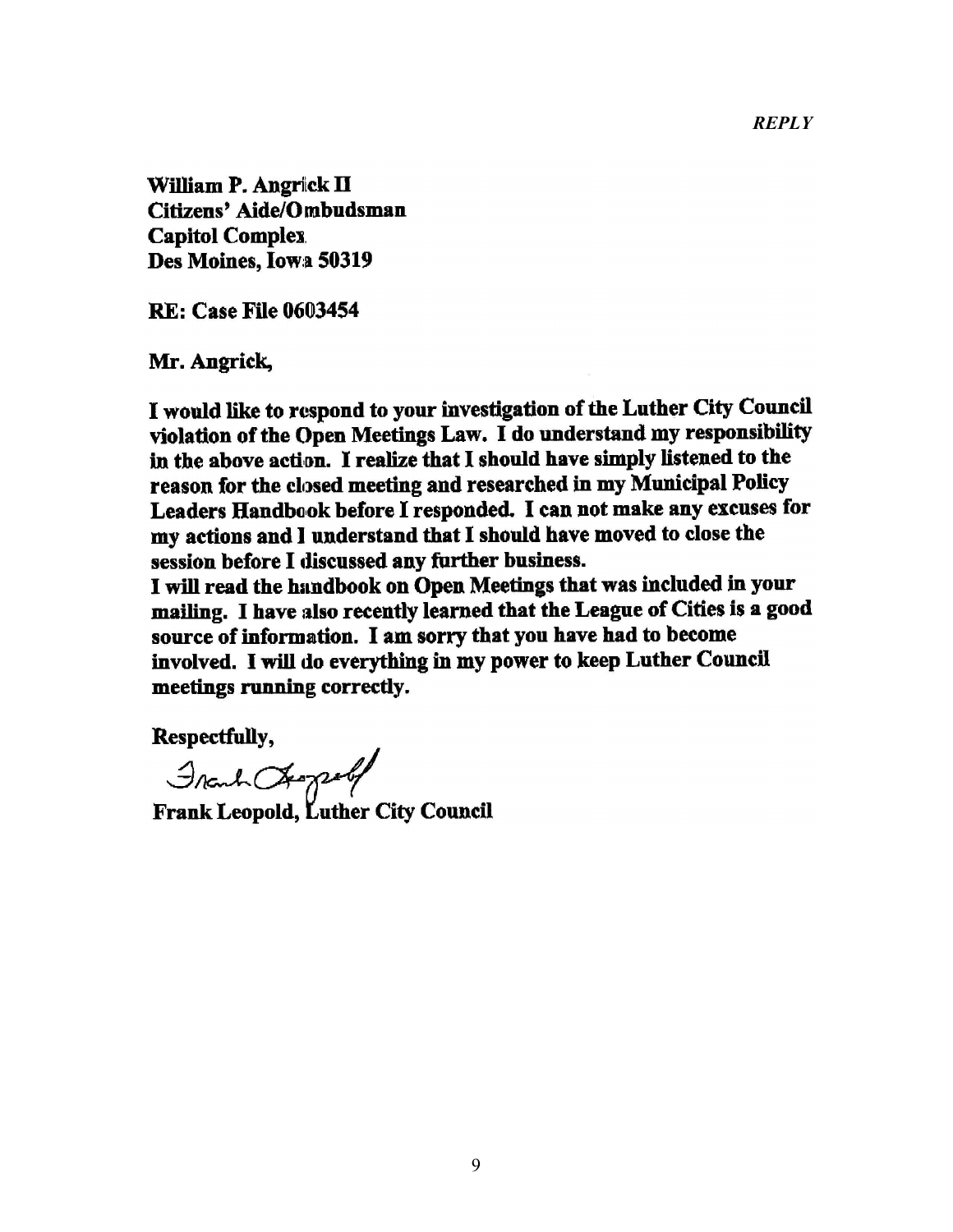*REPLY*

**William P. Angrick II**
**Citizens' Aide/Ombudsman**
**Capitol Complex**
**Des Moines, Iowa 50319**

**RE: Case File 0603454**

**Mr. Angrick,**

**I would like to respond to your investigation of the Luther City Council violation of the Open Meetings Law. I do understand my responsibility in the above action. I realize that I should have simply listened to the reason for the closed meeting and researched in my Municipal Policy Leaders Handbook before I responded. I can not make any excuses for my actions and I understand that I should have moved to close the session before I discussed any further business.**

**I will read the handbook on Open Meetings that was included in your mailing. I have also recently learned that the League of Cities is a good source of information. I am sorry that you have had to become involved. I will do everything in my power to keep Luther Council meetings running correctly.**

**Respectfully,**

Frank Leopold

**Frank Leopold, Luther City Council**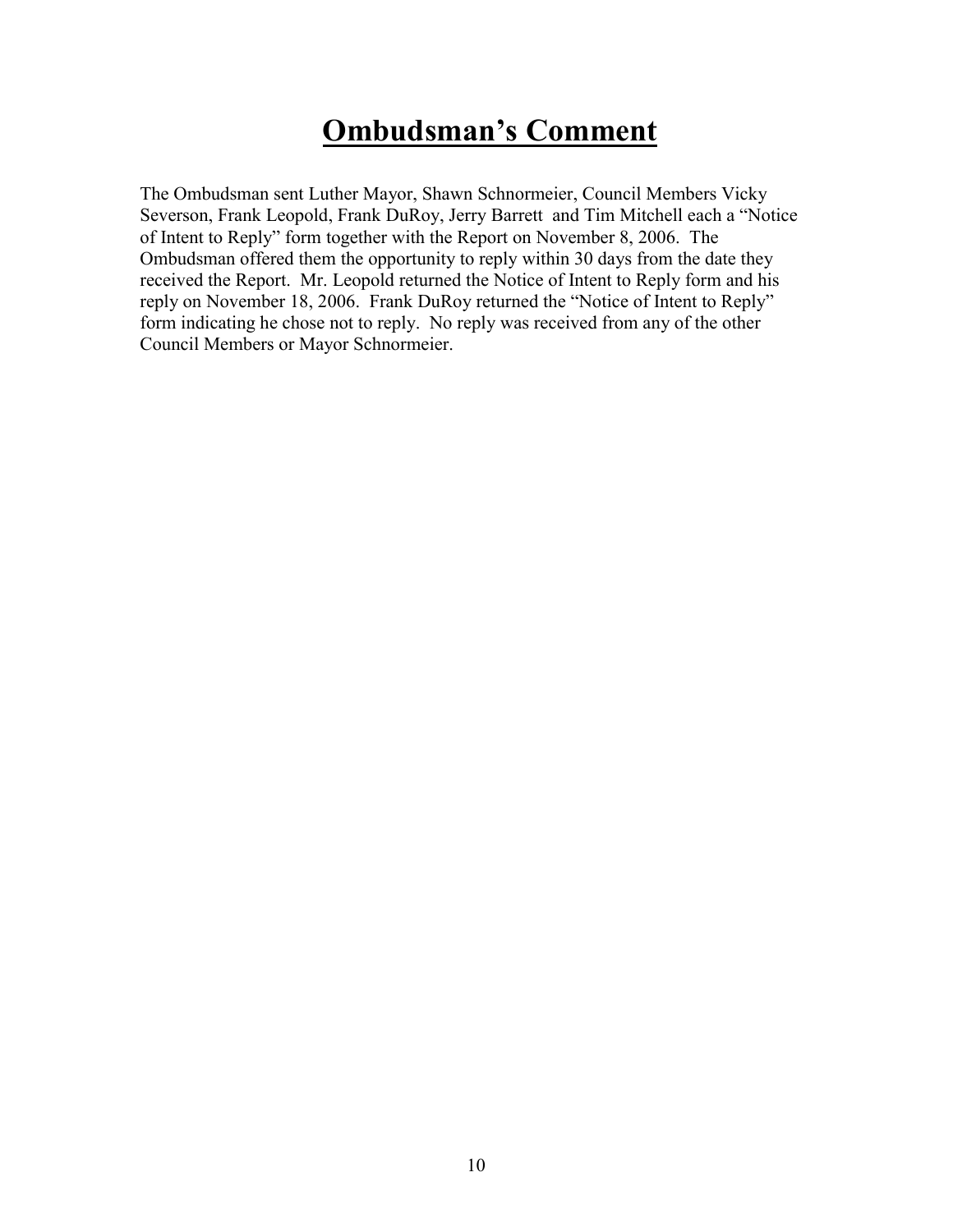# Ombudsman's Comment

The Ombudsman sent Luther Mayor, Shawn Schnormeier, Council Members Vicky Severson, Frank Leopold, Frank DuRoy, Jerry Barrett and Tim Mitchell each a "Notice of Intent to Reply" form together with the Report on November 8, 2006. The Ombudsman offered them the opportunity to reply within 30 days from the date they received the Report. Mr. Leopold returned the Notice of Intent to Reply form and his reply on November 18, 2006. Frank DuRoy returned the "Notice of Intent to Reply" form indicating he chose not to reply. No reply was received from any of the other Council Members or Mayor Schnormeier.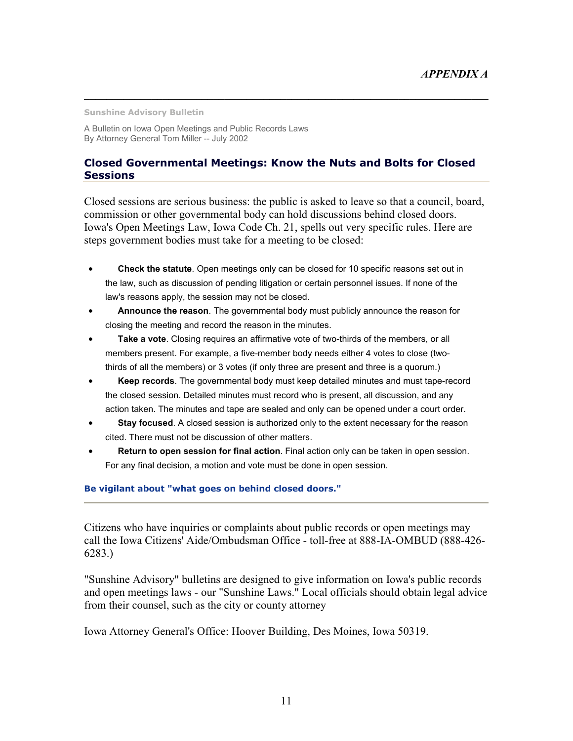*APPENDIX A*

---

**Sunshine Advisory Bulletin**

A Bulletin on Iowa Open Meetings and Public Records Laws
By Attorney General Tom Miller -- July 2002

## Closed Governmental Meetings: Know the Nuts and Bolts for Closed Sessions

Closed sessions are serious business: the public is asked to leave so that a council, board, commission or other governmental body can hold discussions behind closed doors. Iowa's Open Meetings Law, Iowa Code Ch. 21, spells out very specific rules. Here are steps government bodies must take for a meeting to be closed:

- **Check the statute**. Open meetings only can be closed for 10 specific reasons set out in the law, such as discussion of pending litigation or certain personnel issues. If none of the law's reasons apply, the session may not be closed.
- **Announce the reason**. The governmental body must publicly announce the reason for closing the meeting and record the reason in the minutes.
- **Take a vote**. Closing requires an affirmative vote of two-thirds of the members, or all members present. For example, a five-member body needs either 4 votes to close (two-thirds of all the members) or 3 votes (if only three are present and three is a quorum.)
- **Keep records**. The governmental body must keep detailed minutes and must tape-record the closed session. Detailed minutes must record who is present, all discussion, and any action taken. The minutes and tape are sealed and only can be opened under a court order.
- **Stay focused**. A closed session is authorized only to the extent necessary for the reason cited. There must not be discussion of other matters.
- **Return to open session for final action**. Final action only can be taken in open session. For any final decision, a motion and vote must be done in open session.

**Be vigilant about "what goes on behind closed doors."**

---

Citizens who have inquiries or complaints about public records or open meetings may call the Iowa Citizens' Aide/Ombudsman Office - toll-free at 888-IA-OMBUD (888-426-6283.)

"Sunshine Advisory" bulletins are designed to give information on Iowa's public records and open meetings laws - our "Sunshine Laws." Local officials should obtain legal advice from their counsel, such as the city or county attorney

Iowa Attorney General's Office: Hoover Building, Des Moines, Iowa 50319.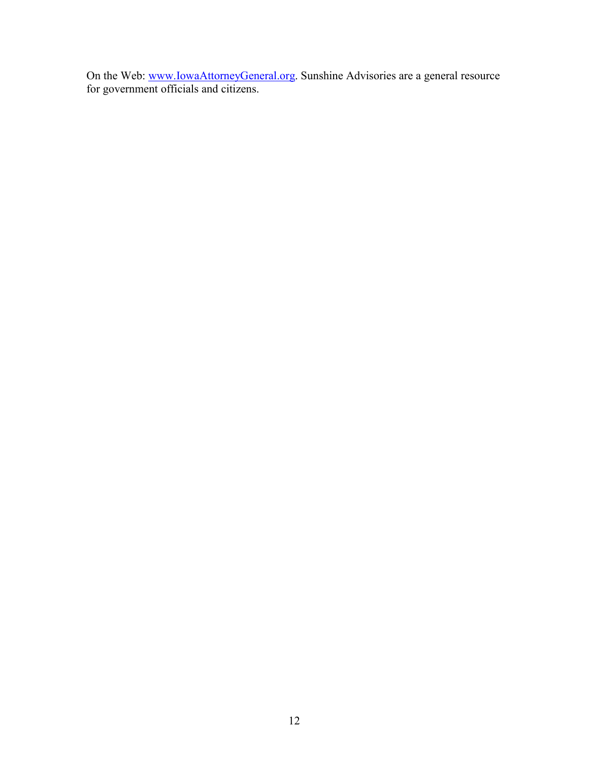On the Web: [www.IowaAttorneyGeneral.org](http://www.IowaAttorneyGeneral.org). Sunshine Advisories are a general resource for government officials and citizens.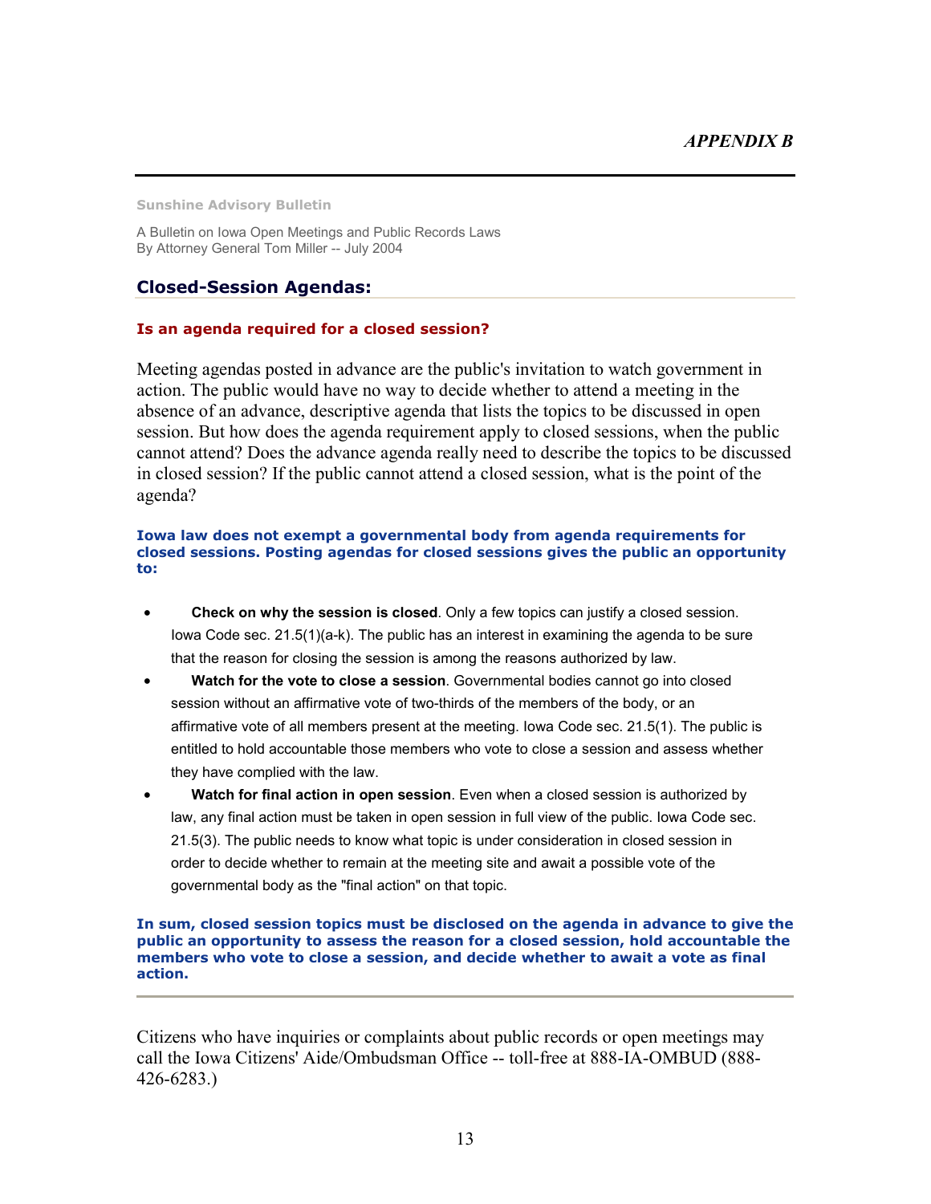*APPENDIX B*

---

**Sunshine Advisory Bulletin**

A Bulletin on Iowa Open Meetings and Public Records Laws
By Attorney General Tom Miller -- July 2004

## Closed-Session Agendas:

### Is an agenda required for a closed session?

Meeting agendas posted in advance are the public's invitation to watch government in action. The public would have no way to decide whether to attend a meeting in the absence of an advance, descriptive agenda that lists the topics to be discussed in open session. But how does the agenda requirement apply to closed sessions, when the public cannot attend? Does the advance agenda really need to describe the topics to be discussed in closed session? If the public cannot attend a closed session, what is the point of the agenda?

**Iowa law does not exempt a governmental body from agenda requirements for closed sessions. Posting agendas for closed sessions gives the public an opportunity to:**

- **Check on why the session is closed**. Only a few topics can justify a closed session. Iowa Code sec. 21.5(1)(a-k). The public has an interest in examining the agenda to be sure that the reason for closing the session is among the reasons authorized by law.
- **Watch for the vote to close a session**. Governmental bodies cannot go into closed session without an affirmative vote of two-thirds of the members of the body, or an affirmative vote of all members present at the meeting. Iowa Code sec. 21.5(1). The public is entitled to hold accountable those members who vote to close a session and assess whether they have complied with the law.
- **Watch for final action in open session**. Even when a closed session is authorized by law, any final action must be taken in open session in full view of the public. Iowa Code sec. 21.5(3). The public needs to know what topic is under consideration in closed session in order to decide whether to remain at the meeting site and await a possible vote of the governmental body as the "final action" on that topic.

**In sum, closed session topics must be disclosed on the agenda in advance to give the public an opportunity to assess the reason for a closed session, hold accountable the members who vote to close a session, and decide whether to await a vote as final action.**

---

Citizens who have inquiries or complaints about public records or open meetings may call the Iowa Citizens' Aide/Ombudsman Office -- toll-free at 888-IA-OMBUD (888-426-6283.)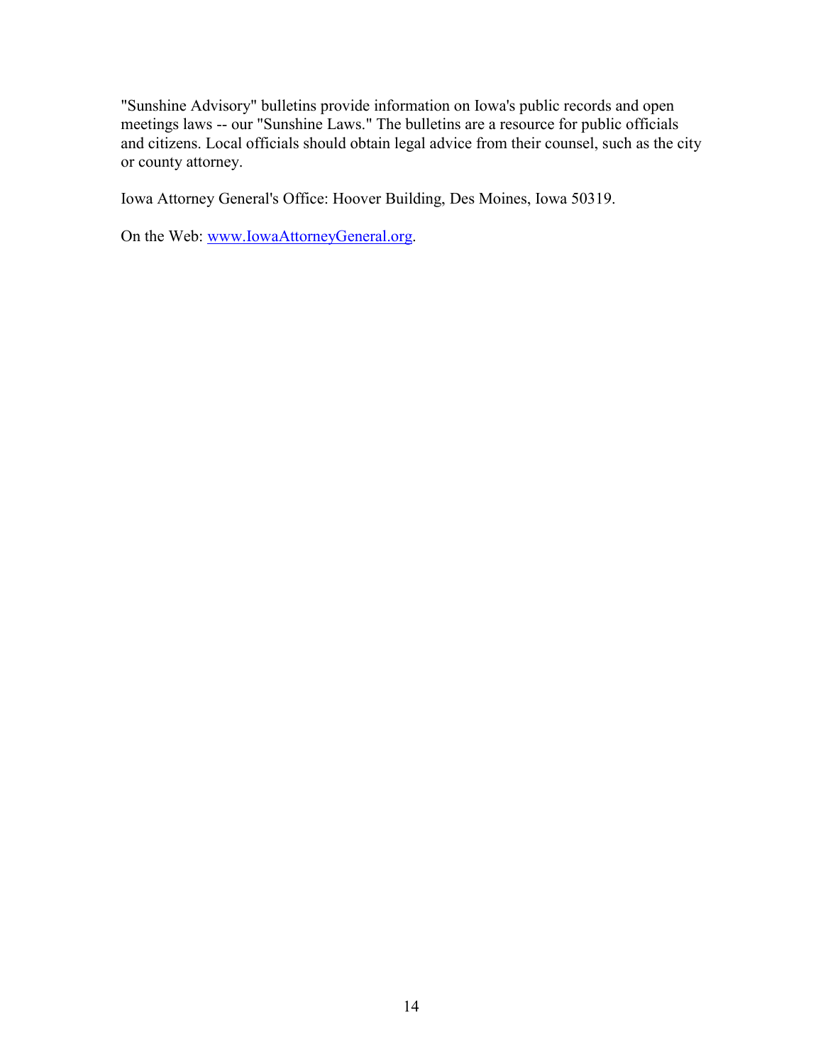"Sunshine Advisory" bulletins provide information on Iowa's public records and open meetings laws -- our "Sunshine Laws." The bulletins are a resource for public officials and citizens. Local officials should obtain legal advice from their counsel, such as the city or county attorney.

Iowa Attorney General's Office: Hoover Building, Des Moines, Iowa 50319.

On the Web: [www.IowaAttorneyGeneral.org](http://www.IowaAttorneyGeneral.org).